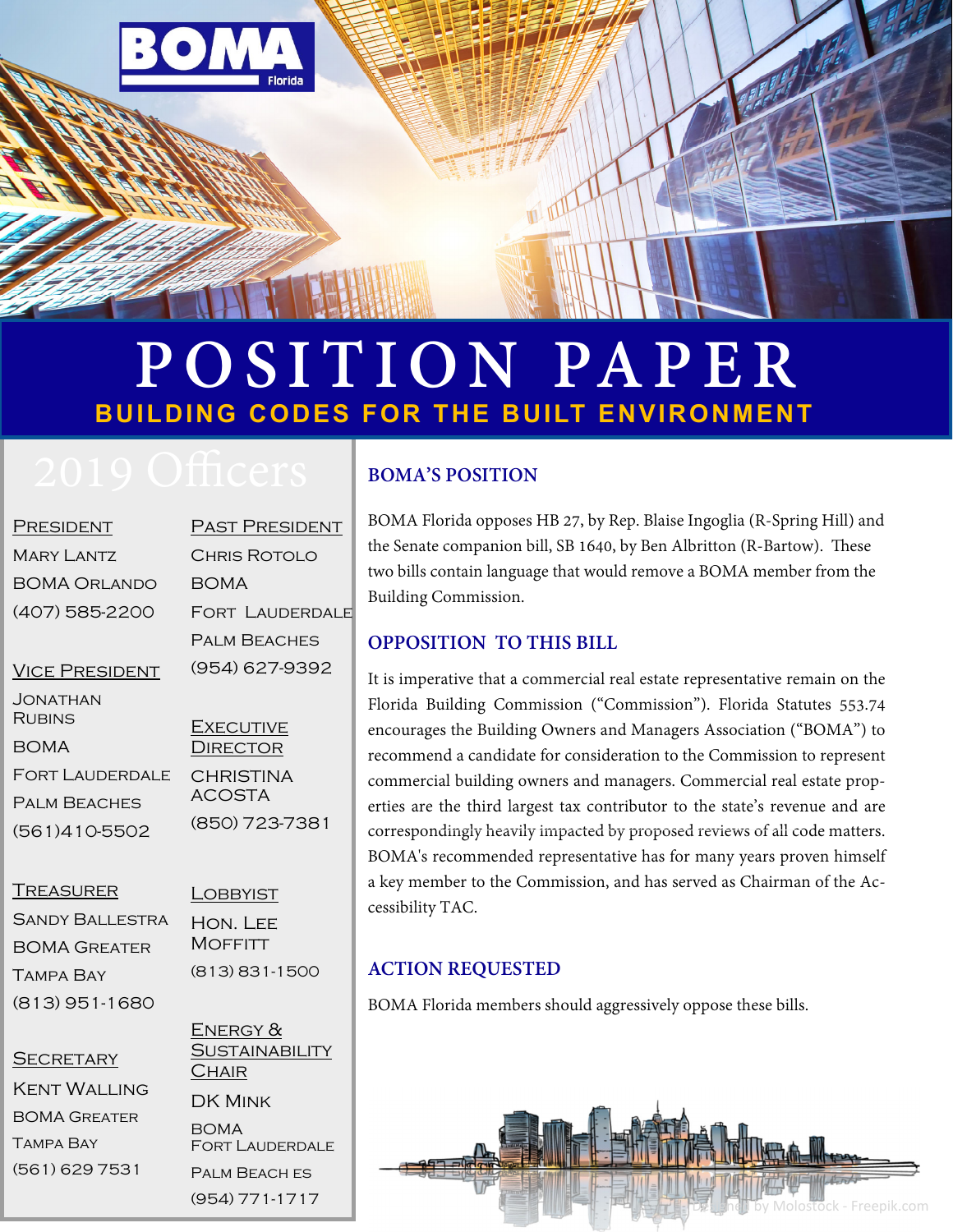BOMA Florida

# POSITION PAPER

## BUILDING CODES FOR THE BUILT ENVIRONMENT

## 2019 Officers

**President**
Mary Lantz
BOMA Orlando
(407) 585-2200

**Vice President**
Jonathan Rubins
BOMA
Fort Lauderdale
Palm Beaches
(561)410-5502

**Treasurer**
Sandy Ballestra
BOMA Greater
Tampa Bay
(813) 951-1680

**Secretary**
Kent Walling
BOMA Greater
Tampa Bay
(561) 629 7531

**Past President**
Chris Rotolo
BOMA
Fort Lauderdale
Palm Beaches
(954) 627-9392

**Executive Director**
Christina Acosta
(850) 723-7381

**Lobbyist**
Hon. Lee Moffitt
(813) 831-1500

**Energy & Sustainability Chair**
DK Mink
BOMA
Fort Lauderdale
Palm Beaches
(954) 771-1717

### BOMA'S POSITION

BOMA Florida opposes HB 27, by Rep. Blaise Ingoglia (R-Spring Hill) and the Senate companion bill, SB 1640, by Ben Albritton (R-Bartow). These two bills contain language that would remove a BOMA member from the Building Commission.

### OPPOSITION TO THIS BILL

It is imperative that a commercial real estate representative remain on the Florida Building Commission ("Commission"). Florida Statutes 553.74 encourages the Building Owners and Managers Association ("BOMA") to recommend a candidate for consideration to the Commission to represent commercial building owners and managers. Commercial real estate properties are the third largest tax contributor to the state's revenue and are correspondingly heavily impacted by proposed reviews of all code matters. BOMA's recommended representative has for many years proven himself a key member to the Commission, and has served as Chairman of the Accessibility TAC.

### ACTION REQUESTED

BOMA Florida members should aggressively oppose these bills.

Designed by Molostock - Freepik.com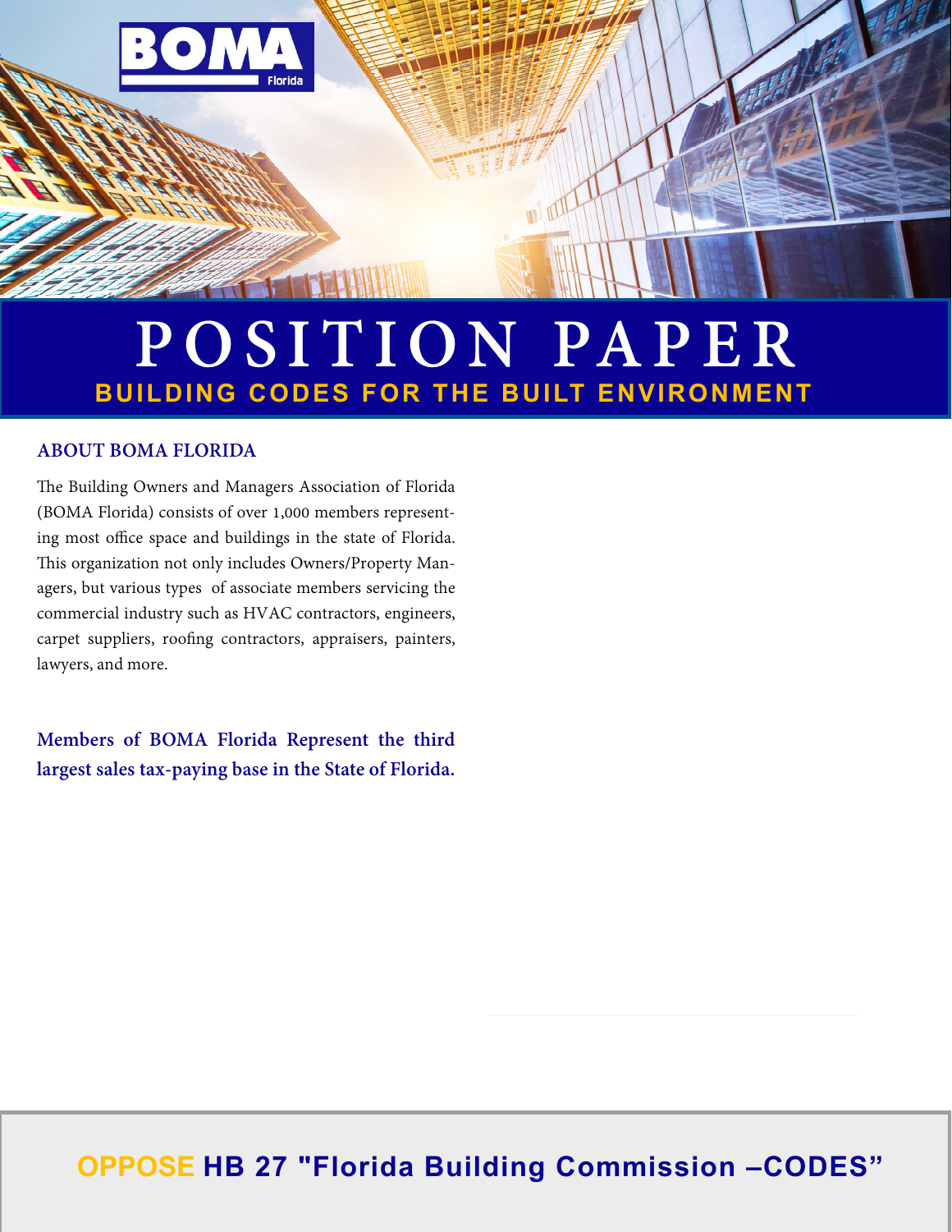# POSITION PAPER

## BUILDING CODES FOR THE BUILT ENVIRONMENT

### ABOUT BOMA FLORIDA

The Building Owners and Managers Association of Florida (BOMA Florida) consists of over 1,000 members representing most office space and buildings in the state of Florida. This organization not only includes Owners/Property Managers, but various types of associate members servicing the commercial industry such as HVAC contractors, engineers, carpet suppliers, roofing contractors, appraisers, painters, lawyers, and more.

**Members of BOMA Florida Represent the third largest sales tax-paying base in the State of Florida.**

## OPPOSE HB 27 "Florida Building Commission –CODES"